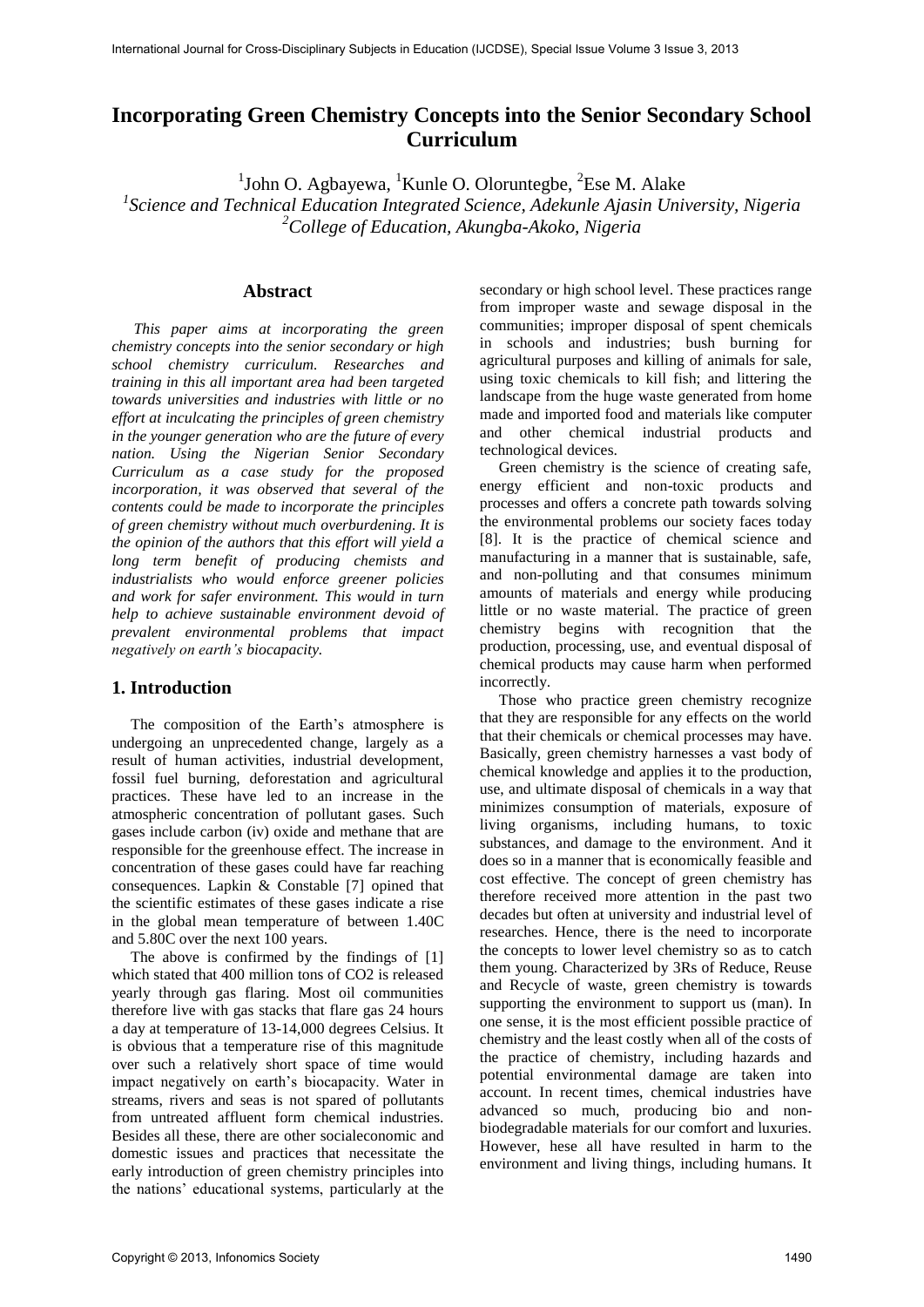# Incorporating Green Chemistry Concepts into the Senior Secondary School Curriculum

[1]John O. Agbayewa, [1]Kunle O. Oloruntegbe, [2]Ese M. Alake

[1]*Science and Technical Education Integrated Science, Adekunle Ajasin University, Nigeria*

[2]*College of Education, Akungba-Akoko, Nigeria*

## Abstract

*This paper aims at incorporating the green chemistry concepts into the senior secondary or high school chemistry curriculum. Researches and training in this all important area had been targeted towards universities and industries with little or no effort at inculcating the principles of green chemistry in the younger generation who are the future of every nation. Using the Nigerian Senior Secondary Curriculum as a case study for the proposed incorporation, it was observed that several of the contents could be made to incorporate the principles of green chemistry without much overburdening. It is the opinion of the authors that this effort will yield a long term benefit of producing chemists and industrialists who would enforce greener policies and work for safer environment. This would in turn help to achieve sustainable environment devoid of prevalent environmental problems that impact negatively on earth's biocapacity.*

## 1. Introduction

The composition of the Earth's atmosphere is undergoing an unprecedented change, largely as a result of human activities, industrial development, fossil fuel burning, deforestation and agricultural practices. These have led to an increase in the atmospheric concentration of pollutant gases. Such gases include carbon (iv) oxide and methane that are responsible for the greenhouse effect. The increase in concentration of these gases could have far reaching consequences. Lapkin & Constable [7] opined that the scientific estimates of these gases indicate a rise in the global mean temperature of between 1.40C and 5.80C over the next 100 years.

The above is confirmed by the findings of [1] which stated that 400 million tons of CO2 is released yearly through gas flaring. Most oil communities therefore live with gas stacks that flare gas 24 hours a day at temperature of 13-14,000 degrees Celsius. It is obvious that a temperature rise of this magnitude over such a relatively short space of time would impact negatively on earth's biocapacity. Water in streams, rivers and seas is not spared of pollutants from untreated affluent form chemical industries. Besides all these, there are other socialeconomic and domestic issues and practices that necessitate the early introduction of green chemistry principles into the nations' educational systems, particularly at the secondary or high school level. These practices range from improper waste and sewage disposal in the communities; improper disposal of spent chemicals in schools and industries; bush burning for agricultural purposes and killing of animals for sale, using toxic chemicals to kill fish; and littering the landscape from the huge waste generated from home made and imported food and materials like computer and other chemical industrial products and technological devices.

Green chemistry is the science of creating safe, energy efficient and non-toxic products and processes and offers a concrete path towards solving the environmental problems our society faces today [8]. It is the practice of chemical science and manufacturing in a manner that is sustainable, safe, and non-polluting and that consumes minimum amounts of materials and energy while producing little or no waste material. The practice of green chemistry begins with recognition that the production, processing, use, and eventual disposal of chemical products may cause harm when performed incorrectly.

Those who practice green chemistry recognize that they are responsible for any effects on the world that their chemicals or chemical processes may have. Basically, green chemistry harnesses a vast body of chemical knowledge and applies it to the production, use, and ultimate disposal of chemicals in a way that minimizes consumption of materials, exposure of living organisms, including humans, to toxic substances, and damage to the environment. And it does so in a manner that is economically feasible and cost effective. The concept of green chemistry has therefore received more attention in the past two decades but often at university and industrial level of researches. Hence, there is the need to incorporate the concepts to lower level chemistry so as to catch them young. Characterized by 3Rs of Reduce, Reuse and Recycle of waste, green chemistry is towards supporting the environment to support us (man). In one sense, it is the most efficient possible practice of chemistry and the least costly when all of the costs of the practice of chemistry, including hazards and potential environmental damage are taken into account. In recent times, chemical industries have advanced so much, producing bio and non-biodegradable materials for our comfort and luxuries. However, hese all have resulted in harm to the environment and living things, including humans. It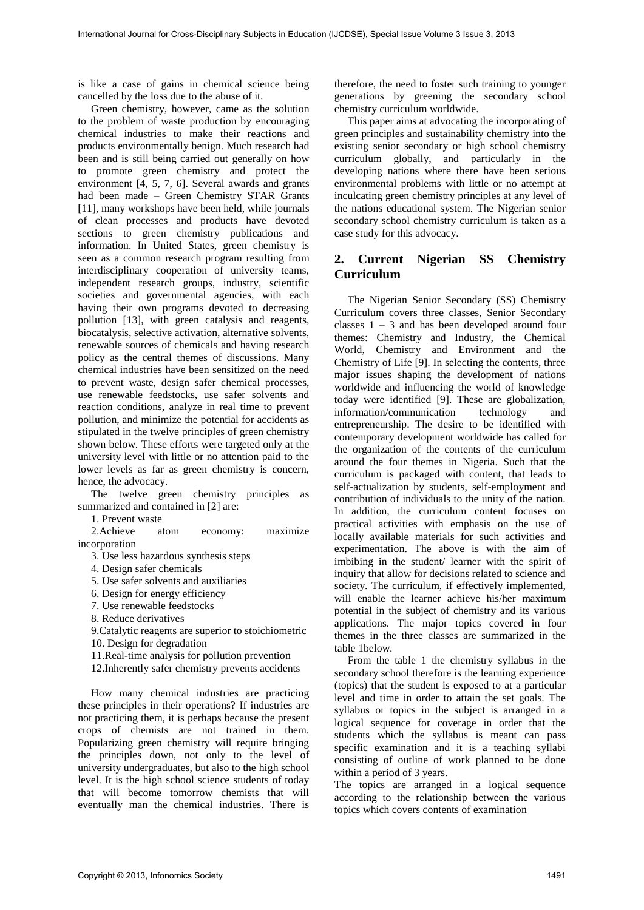is like a case of gains in chemical science being cancelled by the loss due to the abuse of it.

Green chemistry, however, came as the solution to the problem of waste production by encouraging chemical industries to make their reactions and products environmentally benign. Much research had been and is still being carried out generally on how to promote green chemistry and protect the environment [4, 5, 7, 6]. Several awards and grants had been made – Green Chemistry STAR Grants [11], many workshops have been held, while journals of clean processes and products have devoted sections to green chemistry publications and information. In United States, green chemistry is seen as a common research program resulting from interdisciplinary cooperation of university teams, independent research groups, industry, scientific societies and governmental agencies, with each having their own programs devoted to decreasing pollution [13], with green catalysis and reagents, biocatalysis, selective activation, alternative solvents, renewable sources of chemicals and having research policy as the central themes of discussions. Many chemical industries have been sensitized on the need to prevent waste, design safer chemical processes, use renewable feedstocks, use safer solvents and reaction conditions, analyze in real time to prevent pollution, and minimize the potential for accidents as stipulated in the twelve principles of green chemistry shown below. These efforts were targeted only at the university level with little or no attention paid to the lower levels as far as green chemistry is concern, hence, the advocacy.

The twelve green chemistry principles as summarized and contained in [2] are:

1. Prevent waste
2. Achieve atom economy: maximize incorporation
3. Use less hazardous synthesis steps
4. Design safer chemicals
5. Use safer solvents and auxiliaries
6. Design for energy efficiency
7. Use renewable feedstocks
8. Reduce derivatives
9. Catalytic reagents are superior to stoichiometric
10. Design for degradation
11. Real-time analysis for pollution prevention
12. Inherently safer chemistry prevents accidents

How many chemical industries are practicing these principles in their operations? If industries are not practicing them, it is perhaps because the present crops of chemists are not trained in them. Popularizing green chemistry will require bringing the principles down, not only to the level of university undergraduates, but also to the high school level. It is the high school science students of today that will become tomorrow chemists that will eventually man the chemical industries. There is therefore, the need to foster such training to younger generations by greening the secondary school chemistry curriculum worldwide.

This paper aims at advocating the incorporating of green principles and sustainability chemistry into the existing senior secondary or high school chemistry curriculum globally, and particularly in the developing nations where there have been serious environmental problems with little or no attempt at inculcating green chemistry principles at any level of the nations educational system. The Nigerian senior secondary school chemistry curriculum is taken as a case study for this advocacy.

## 2. Current Nigerian SS Chemistry Curriculum

The Nigerian Senior Secondary (SS) Chemistry Curriculum covers three classes, Senior Secondary classes 1 – 3 and has been developed around four themes: Chemistry and Industry, the Chemical World, Chemistry and Environment and the Chemistry of Life [9]. In selecting the contents, three major issues shaping the development of nations worldwide and influencing the world of knowledge today were identified [9]. These are globalization, information/communication technology and entrepreneurship. The desire to be identified with contemporary development worldwide has called for the organization of the contents of the curriculum around the four themes in Nigeria. Such that the curriculum is packaged with content, that leads to self-actualization by students, self-employment and contribution of individuals to the unity of the nation. In addition, the curriculum content focuses on practical activities with emphasis on the use of locally available materials for such activities and experimentation. The above is with the aim of imbibing in the student/ learner with the spirit of inquiry that allow for decisions related to science and society. The curriculum, if effectively implemented, will enable the learner achieve his/her maximum potential in the subject of chemistry and its various applications. The major topics covered in four themes in the three classes are summarized in the table 1below.

From the table 1 the chemistry syllabus in the secondary school therefore is the learning experience (topics) that the student is exposed to at a particular level and time in order to attain the set goals. The syllabus or topics in the subject is arranged in a logical sequence for coverage in order that the students which the syllabus is meant can pass specific examination and it is a teaching syllabi consisting of outline of work planned to be done within a period of 3 years.

The topics are arranged in a logical sequence according to the relationship between the various topics which covers contents of examination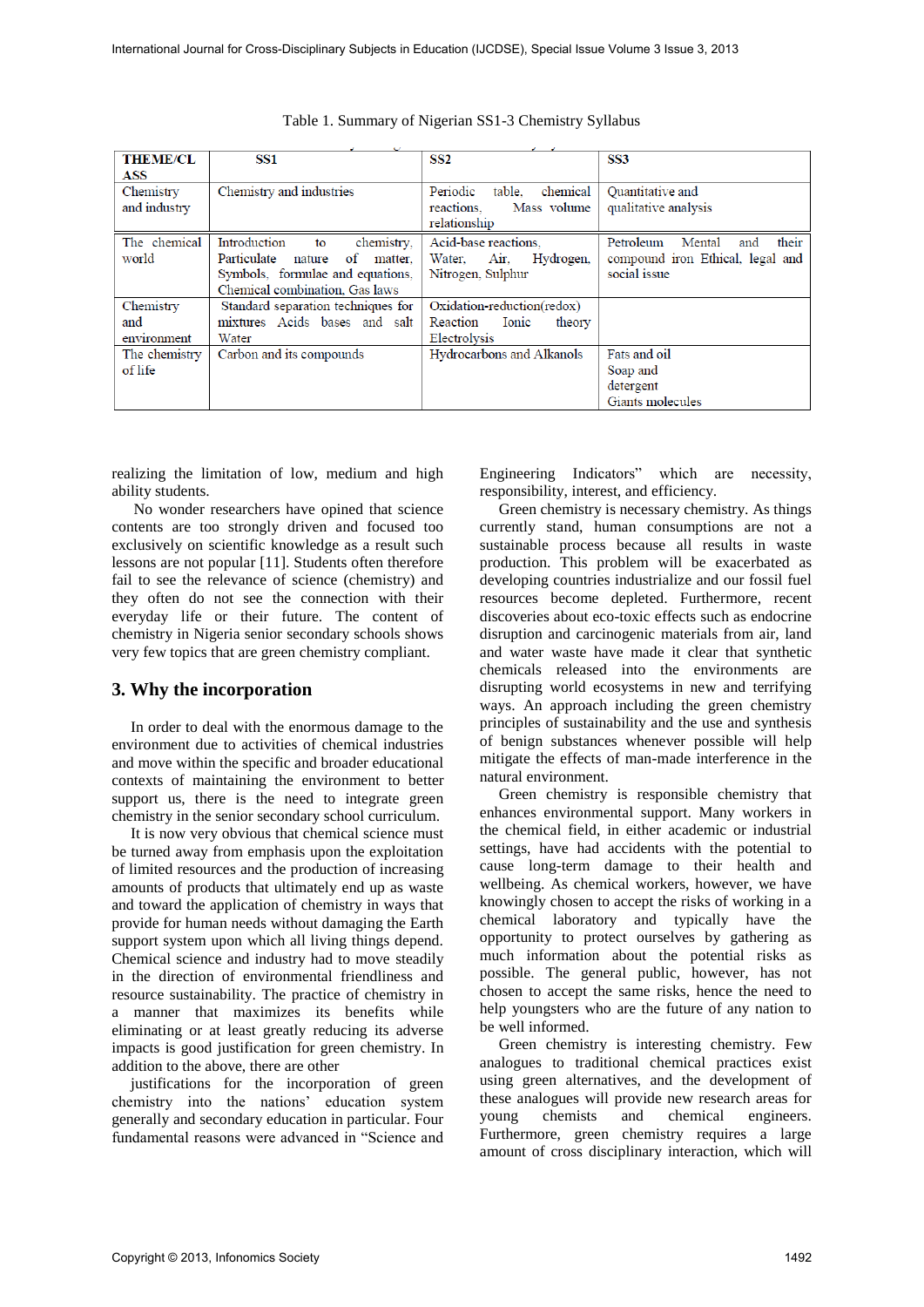Table 1. Summary of Nigerian SS1-3 Chemistry Syllabus

| THEME/CLASS | SS1 | SS2 | SS3 |
|---|---|---|---|
| Chemistry and industry | Chemistry and industries | Periodic table, chemical reactions, Mass volume relationship | Quantitative and qualitative analysis |
| The chemical world | Introduction to chemistry, Particulate nature of matter, Symbols, formulae and equations, Chemical combination, Gas laws | Acid-base reactions, Water, Air, Hydrogen, Nitrogen, Sulphur | Petroleum Mental and their compound iron Ethical, legal and social issue |
| Chemistry and environment | Standard separation techniques for mixtures Acids bases and salt Water | Oxidation-reduction(redox) Reaction Ionic theory Electrolysis | |
| The chemistry of life | Carbon and its compounds | Hydrocarbons and Alkanols | Fats and oil Soap and detergent Giants molecules |

realizing the limitation of low, medium and high ability students.

No wonder researchers have opined that science contents are too strongly driven and focused too exclusively on scientific knowledge as a result such lessons are not popular [11]. Students often therefore fail to see the relevance of science (chemistry) and they often do not see the connection with their everyday life or their future. The content of chemistry in Nigeria senior secondary schools shows very few topics that are green chemistry compliant.

## 3. Why the incorporation

In order to deal with the enormous damage to the environment due to activities of chemical industries and move within the specific and broader educational contexts of maintaining the environment to better support us, there is the need to integrate green chemistry in the senior secondary school curriculum.

It is now very obvious that chemical science must be turned away from emphasis upon the exploitation of limited resources and the production of increasing amounts of products that ultimately end up as waste and toward the application of chemistry in ways that provide for human needs without damaging the Earth support system upon which all living things depend. Chemical science and industry had to move steadily in the direction of environmental friendliness and resource sustainability. The practice of chemistry in a manner that maximizes its benefits while eliminating or at least greatly reducing its adverse impacts is good justification for green chemistry. In addition to the above, there are other

justifications for the incorporation of green chemistry into the nations' education system generally and secondary education in particular. Four fundamental reasons were advanced in "Science and Engineering Indicators" which are necessity, responsibility, interest, and efficiency.

Green chemistry is necessary chemistry. As things currently stand, human consumptions are not a sustainable process because all results in waste production. This problem will be exacerbated as developing countries industrialize and our fossil fuel resources become depleted. Furthermore, recent discoveries about eco-toxic effects such as endocrine disruption and carcinogenic materials from air, land and water waste have made it clear that synthetic chemicals released into the environments are disrupting world ecosystems in new and terrifying ways. An approach including the green chemistry principles of sustainability and the use and synthesis of benign substances whenever possible will help mitigate the effects of man-made interference in the natural environment.

Green chemistry is responsible chemistry that enhances environmental support. Many workers in the chemical field, in either academic or industrial settings, have had accidents with the potential to cause long-term damage to their health and wellbeing. As chemical workers, however, we have knowingly chosen to accept the risks of working in a chemical laboratory and typically have the opportunity to protect ourselves by gathering as much information about the potential risks as possible. The general public, however, has not chosen to accept the same risks, hence the need to help youngsters who are the future of any nation to be well informed.

Green chemistry is interesting chemistry. Few analogues to traditional chemical practices exist using green alternatives, and the development of these analogues will provide new research areas for young chemists and chemical engineers. Furthermore, green chemistry requires a large amount of cross disciplinary interaction, which will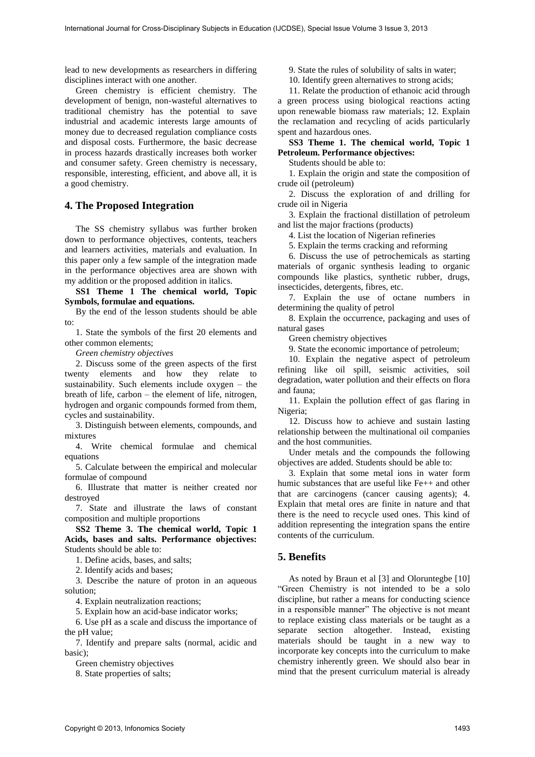lead to new developments as researchers in differing disciplines interact with one another.

Green chemistry is efficient chemistry. The development of benign, non-wasteful alternatives to traditional chemistry has the potential to save industrial and academic interests large amounts of money due to decreased regulation compliance costs and disposal costs. Furthermore, the basic decrease in process hazards drastically increases both worker and consumer safety. Green chemistry is necessary, responsible, interesting, efficient, and above all, it is a good chemistry.

## 4. The Proposed Integration

The SS chemistry syllabus was further broken down to performance objectives, contents, teachers and learners activities, materials and evaluation. In this paper only a few sample of the integration made in the performance objectives area are shown with my addition or the proposed addition in italics.

**SS1 Theme 1 The chemical world, Topic Symbols, formulae and equations.**

By the end of the lesson students should be able to:

1. State the symbols of the first 20 elements and other common elements;

*Green chemistry objectives*

2. Discuss some of the green aspects of the first twenty elements and how they relate to sustainability. Such elements include oxygen – the breath of life, carbon – the element of life, nitrogen, hydrogen and organic compounds formed from them, cycles and sustainability.

3. Distinguish between elements, compounds, and mixtures

4. Write chemical formulae and chemical equations

5. Calculate between the empirical and molecular formulae of compound

6. Illustrate that matter is neither created nor destroyed

7. State and illustrate the laws of constant composition and multiple proportions

**SS2 Theme 3. The chemical world, Topic 1 Acids, bases and salts. Performance objectives:** Students should be able to:

1. Define acids, bases, and salts;

2. Identify acids and bases;

3. Describe the nature of proton in an aqueous solution;

4. Explain neutralization reactions;

5. Explain how an acid-base indicator works;

6. Use pH as a scale and discuss the importance of the pH value;

7. Identify and prepare salts (normal, acidic and basic);

Green chemistry objectives

8. State properties of salts;

9. State the rules of solubility of salts in water;

10. Identify green alternatives to strong acids;

11. Relate the production of ethanoic acid through a green process using biological reactions acting upon renewable biomass raw materials; 12. Explain the reclamation and recycling of acids particularly spent and hazardous ones.

**SS3 Theme 1. The chemical world, Topic 1 Petroleum. Performance objectives:**

Students should be able to:

1. Explain the origin and state the composition of crude oil (petroleum)

2. Discuss the exploration of and drilling for crude oil in Nigeria

3. Explain the fractional distillation of petroleum and list the major fractions (products)

4. List the location of Nigerian refineries

5. Explain the terms cracking and reforming

6. Discuss the use of petrochemicals as starting materials of organic synthesis leading to organic compounds like plastics, synthetic rubber, drugs, insecticides, detergents, fibres, etc.

7. Explain the use of octane numbers in determining the quality of petrol

8. Explain the occurrence, packaging and uses of natural gases

Green chemistry objectives

9. State the economic importance of petroleum;

10. Explain the negative aspect of petroleum refining like oil spill, seismic activities, soil degradation, water pollution and their effects on flora and fauna;

11. Explain the pollution effect of gas flaring in Nigeria;

12. Discuss how to achieve and sustain lasting relationship between the multinational oil companies and the host communities.

Under metals and the compounds the following objectives are added. Students should be able to:

3. Explain that some metal ions in water form humic substances that are useful like Fe++ and other that are carcinogens (cancer causing agents); 4. Explain that metal ores are finite in nature and that there is the need to recycle used ones. This kind of addition representing the integration spans the entire contents of the curriculum.

## 5. Benefits

As noted by Braun et al [3] and Oloruntegbe [10] "Green Chemistry is not intended to be a solo discipline, but rather a means for conducting science in a responsible manner" The objective is not meant to replace existing class materials or be taught as a separate section altogether. Instead, existing materials should be taught in a new way to incorporate key concepts into the curriculum to make chemistry inherently green. We should also bear in mind that the present curriculum material is already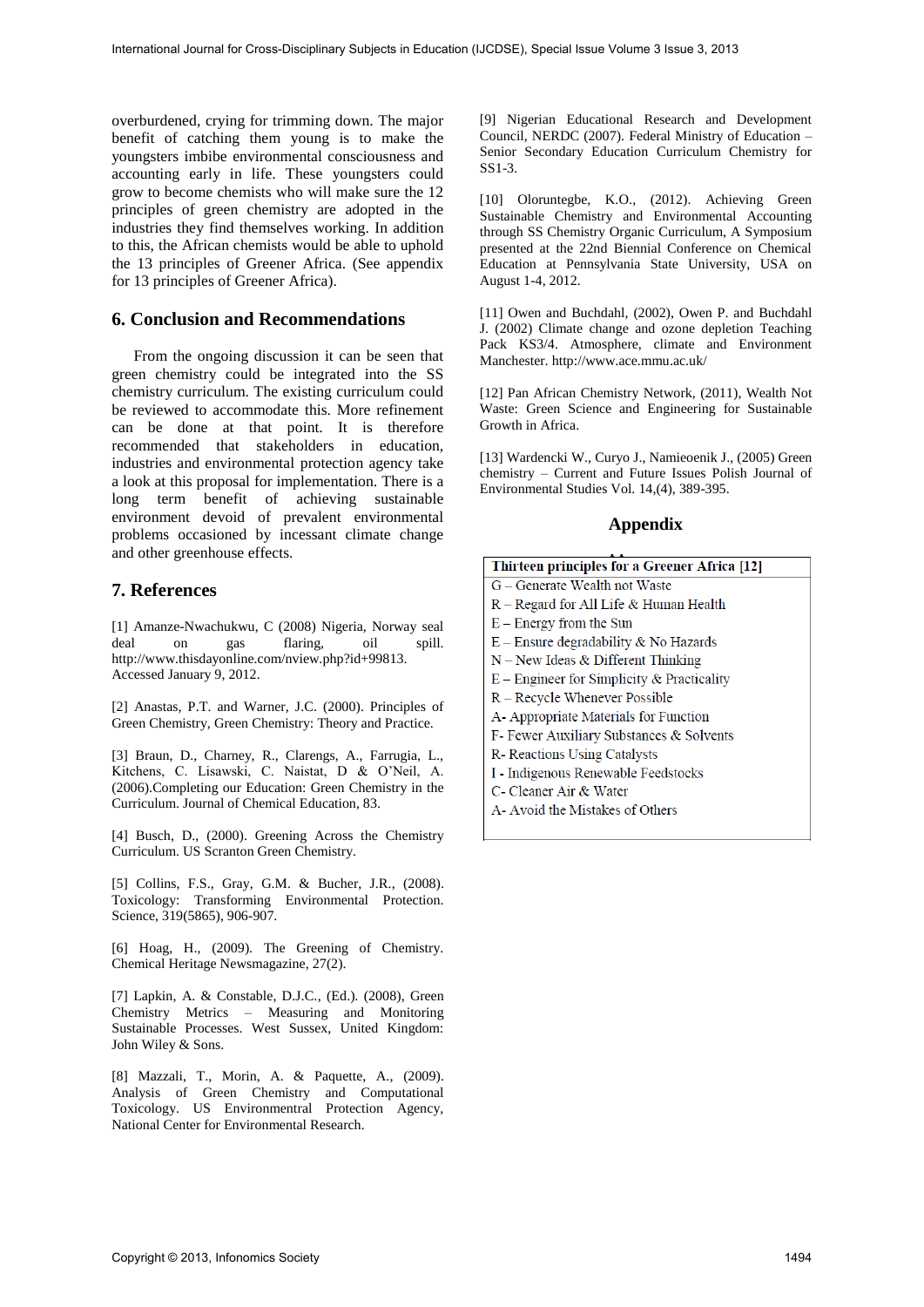overburdened, crying for trimming down. The major benefit of catching them young is to make the youngsters imbibe environmental consciousness and accounting early in life. These youngsters could grow to become chemists who will make sure the 12 principles of green chemistry are adopted in the industries they find themselves working. In addition to this, the African chemists would be able to uphold the 13 principles of Greener Africa. (See appendix for 13 principles of Greener Africa).

## 6. Conclusion and Recommendations

From the ongoing discussion it can be seen that green chemistry could be integrated into the SS chemistry curriculum. The existing curriculum could be reviewed to accommodate this. More refinement can be done at that point. It is therefore recommended that stakeholders in education, industries and environmental protection agency take a look at this proposal for implementation. There is a long term benefit of achieving sustainable environment devoid of prevalent environmental problems occasioned by incessant climate change and other greenhouse effects.

## 7. References

[1] Amanze-Nwachukwu, C (2008) Nigeria, Norway seal deal on gas flaring, oil spill. http://www.thisdayonline.com/nview.php?id+99813. Accessed January 9, 2012.

[2] Anastas, P.T. and Warner, J.C. (2000). Principles of Green Chemistry, Green Chemistry: Theory and Practice.

[3] Braun, D., Charney, R., Clarengs, A., Farrugia, L., Kitchens, C. Lisawski, C. Naistat, D & O'Neil, A. (2006).Completing our Education: Green Chemistry in the Curriculum. Journal of Chemical Education, 83.

[4] Busch, D., (2000). Greening Across the Chemistry Curriculum. US Scranton Green Chemistry.

[5] Collins, F.S., Gray, G.M. & Bucher, J.R., (2008). Toxicology: Transforming Environmental Protection. Science, 319(5865), 906-907.

[6] Hoag, H., (2009). The Greening of Chemistry. Chemical Heritage Newsmagazine, 27(2).

[7] Lapkin, A. & Constable, D.J.C., (Ed.). (2008), Green Chemistry Metrics – Measuring and Monitoring Sustainable Processes. West Sussex, United Kingdom: John Wiley & Sons.

[8] Mazzali, T., Morin, A. & Paquette, A., (2009). Analysis of Green Chemistry and Computational Toxicology. US Environmentral Protection Agency, National Center for Environmental Research.

[9] Nigerian Educational Research and Development Council, NERDC (2007). Federal Ministry of Education – Senior Secondary Education Curriculum Chemistry for SS1-3.

[10] Oloruntegbe, K.O., (2012). Achieving Green Sustainable Chemistry and Environmental Accounting through SS Chemistry Organic Curriculum, A Symposium presented at the 22nd Biennial Conference on Chemical Education at Pennsylvania State University, USA on August 1-4, 2012.

[11] Owen and Buchdahl, (2002), Owen P. and Buchdahl J. (2002) Climate change and ozone depletion Teaching Pack KS3/4. Atmosphere, climate and Environment Manchester. http://www.ace.mmu.ac.uk/

[12] Pan African Chemistry Network, (2011), Wealth Not Waste: Green Science and Engineering for Sustainable Growth in Africa.

[13] Wardencki W., Curyo J., Namieoenik J., (2005) Green chemistry – Current and Future Issues Polish Journal of Environmental Studies Vol. 14,(4), 389-395.

## Appendix

| Thirteen principles for a Greener Africa [12] |
|---|
| G – Generate Wealth not Waste |
| R – Regard for All Life & Human Health |
| E – Energy from the Sun |
| E – Ensure degradability & No Hazards |
| N – New Ideas & Different Thinking |
| E – Engineer for Simplicity & Practicality |
| R – Recycle Whenever Possible |
| A- Appropriate Materials for Function |
| F- Fewer Auxiliary Substances & Solvents |
| R- Reactions Using Catalysts |
| I - Indigenous Renewable Feedstocks |
| C- Cleaner Air & Water |
| A- Avoid the Mistakes of Others |